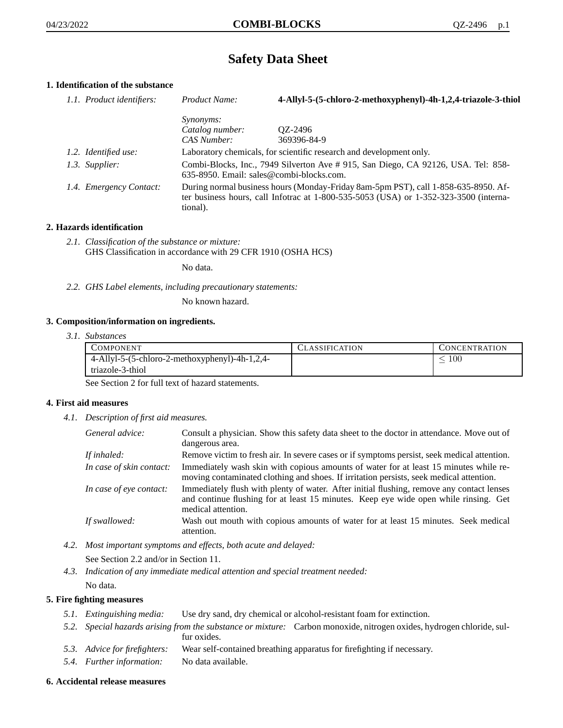# Safety Data Sheet

## 1. Identification of the substance

*1.1. Product identifiers:*

*Product Name:* **4-Allyl-5-(5-chloro-2-methoxyphenyl)-4h-1,2,4-triazole-3-thiol**

*Synonyms:*

*Catalog number:* QZ-2496

*CAS Number:* 369396-84-9

*1.2. Identified use:* Laboratory chemicals, for scientific research and development only.

*1.3. Supplier:* Combi-Blocks, Inc., 7949 Silverton Ave # 915, San Diego, CA 92126, USA. Tel: 858-635-8950. Email: sales@combi-blocks.com.

*1.4. Emergency Contact:* During normal business hours (Monday-Friday 8am-5pm PST), call 1-858-635-8950. After business hours, call Infotrac at 1-800-535-5053 (USA) or 1-352-323-3500 (international).

## 2. Hazards identification

*2.1. Classification of the substance or mixture:*
GHS Classification in accordance with 29 CFR 1910 (OSHA HCS)

No data.

*2.2. GHS Label elements, including precautionary statements:*

No known hazard.

## 3. Composition/information on ingredients.

*3.1. Substances*

| Component | Classification | Concentration |
|---|---|---|
| 4-Allyl-5-(5-chloro-2-methoxyphenyl)-4h-1,2,4-triazole-3-thiol | | $\leq 100$ |

See Section 2 for full text of hazard statements.

## 4. First aid measures

*4.1. Description of first aid measures.*

*General advice:* Consult a physician. Show this safety data sheet to the doctor in attendance. Move out of dangerous area.

*If inhaled:* Remove victim to fresh air. In severe cases or if symptoms persist, seek medical attention.

*In case of skin contact:* Immediately wash skin with copious amounts of water for at least 15 minutes while removing contaminated clothing and shoes. If irritation persists, seek medical attention.

*In case of eye contact:* Immediately flush with plenty of water. After initial flushing, remove any contact lenses and continue flushing for at least 15 minutes. Keep eye wide open while rinsing. Get medical attention.

*If swallowed:* Wash out mouth with copious amounts of water for at least 15 minutes. Seek medical attention.

*4.2. Most important symptoms and effects, both acute and delayed:*

See Section 2.2 and/or in Section 11.

*4.3. Indication of any immediate medical attention and special treatment needed:*

No data.

## 5. Fire fighting measures

*5.1. Extinguishing media:* Use dry sand, dry chemical or alcohol-resistant foam for extinction.

*5.2. Special hazards arising from the substance or mixture:* Carbon monoxide, nitrogen oxides, hydrogen chloride, sulfur oxides.

*5.3. Advice for firefighters:* Wear self-contained breathing apparatus for firefighting if necessary.

*5.4. Further information:* No data available.

## 6. Accidental release measures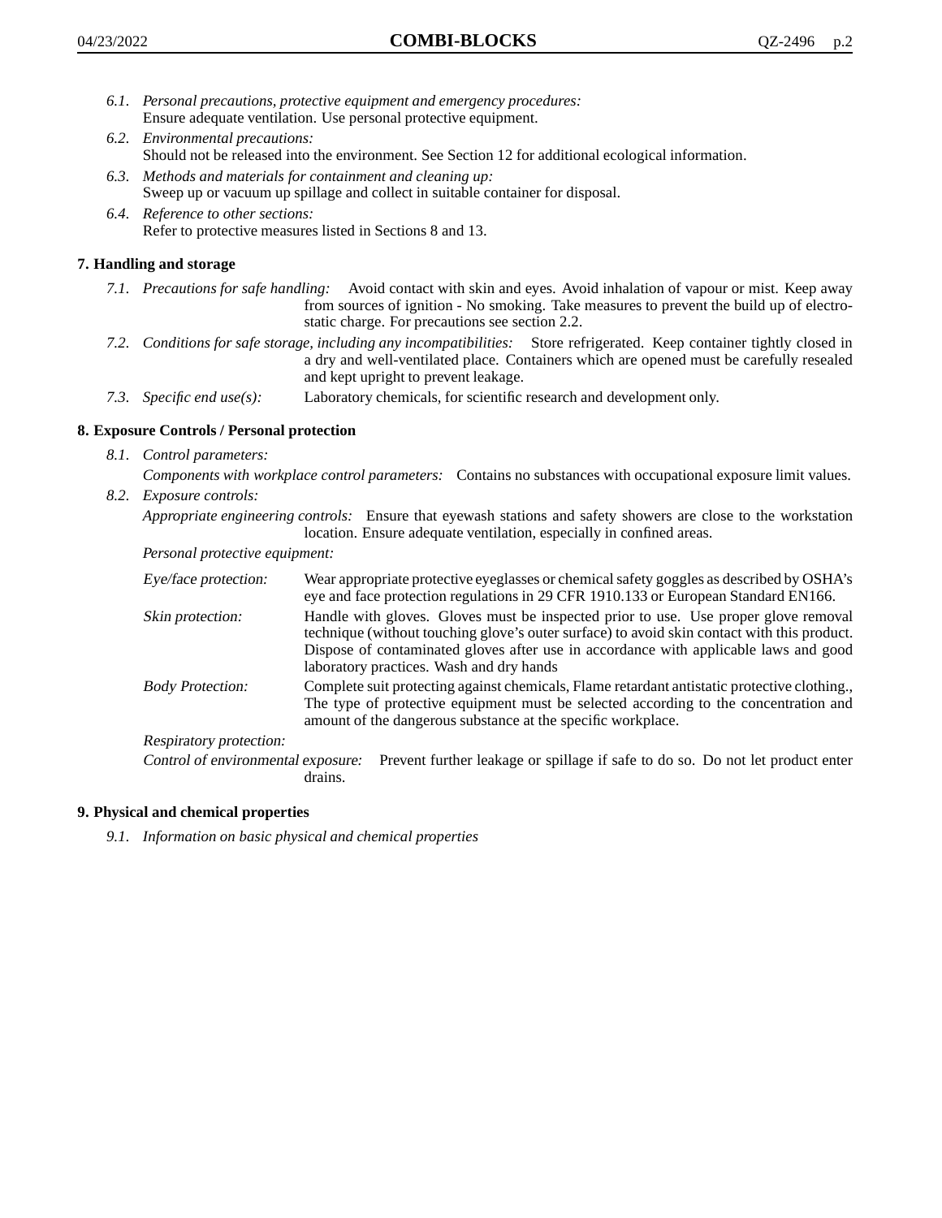*6.1. Personal precautions, protective equipment and emergency procedures:*
Ensure adequate ventilation. Use personal protective equipment.

*6.2. Environmental precautions:*
Should not be released into the environment. See Section 12 for additional ecological information.

*6.3. Methods and materials for containment and cleaning up:*
Sweep up or vacuum up spillage and collect in suitable container for disposal.

*6.4. Reference to other sections:*
Refer to protective measures listed in Sections 8 and 13.

## 7. Handling and storage

*7.1. Precautions for safe handling:* Avoid contact with skin and eyes. Avoid inhalation of vapour or mist. Keep away from sources of ignition - No smoking. Take measures to prevent the build up of electrostatic charge. For precautions see section 2.2.

*7.2. Conditions for safe storage, including any incompatibilities:* Store refrigerated. Keep container tightly closed in a dry and well-ventilated place. Containers which are opened must be carefully resealed and kept upright to prevent leakage.

*7.3. Specific end use(s):* Laboratory chemicals, for scientific research and development only.

## 8. Exposure Controls / Personal protection

*8.1. Control parameters:*

*Components with workplace control parameters:* Contains no substances with occupational exposure limit values.

*8.2. Exposure controls:*

*Appropriate engineering controls:* Ensure that eyewash stations and safety showers are close to the workstation location. Ensure adequate ventilation, especially in confined areas.

*Personal protective equipment:*

*Eye/face protection:* Wear appropriate protective eyeglasses or chemical safety goggles as described by OSHA's eye and face protection regulations in 29 CFR 1910.133 or European Standard EN166.

*Skin protection:* Handle with gloves. Gloves must be inspected prior to use. Use proper glove removal technique (without touching glove's outer surface) to avoid skin contact with this product. Dispose of contaminated gloves after use in accordance with applicable laws and good laboratory practices. Wash and dry hands

*Body Protection:* Complete suit protecting against chemicals, Flame retardant antistatic protective clothing., The type of protective equipment must be selected according to the concentration and amount of the dangerous substance at the specific workplace.

*Respiratory protection:*

*Control of environmental exposure:* Prevent further leakage or spillage if safe to do so. Do not let product enter drains.

## 9. Physical and chemical properties

*9.1. Information on basic physical and chemical properties*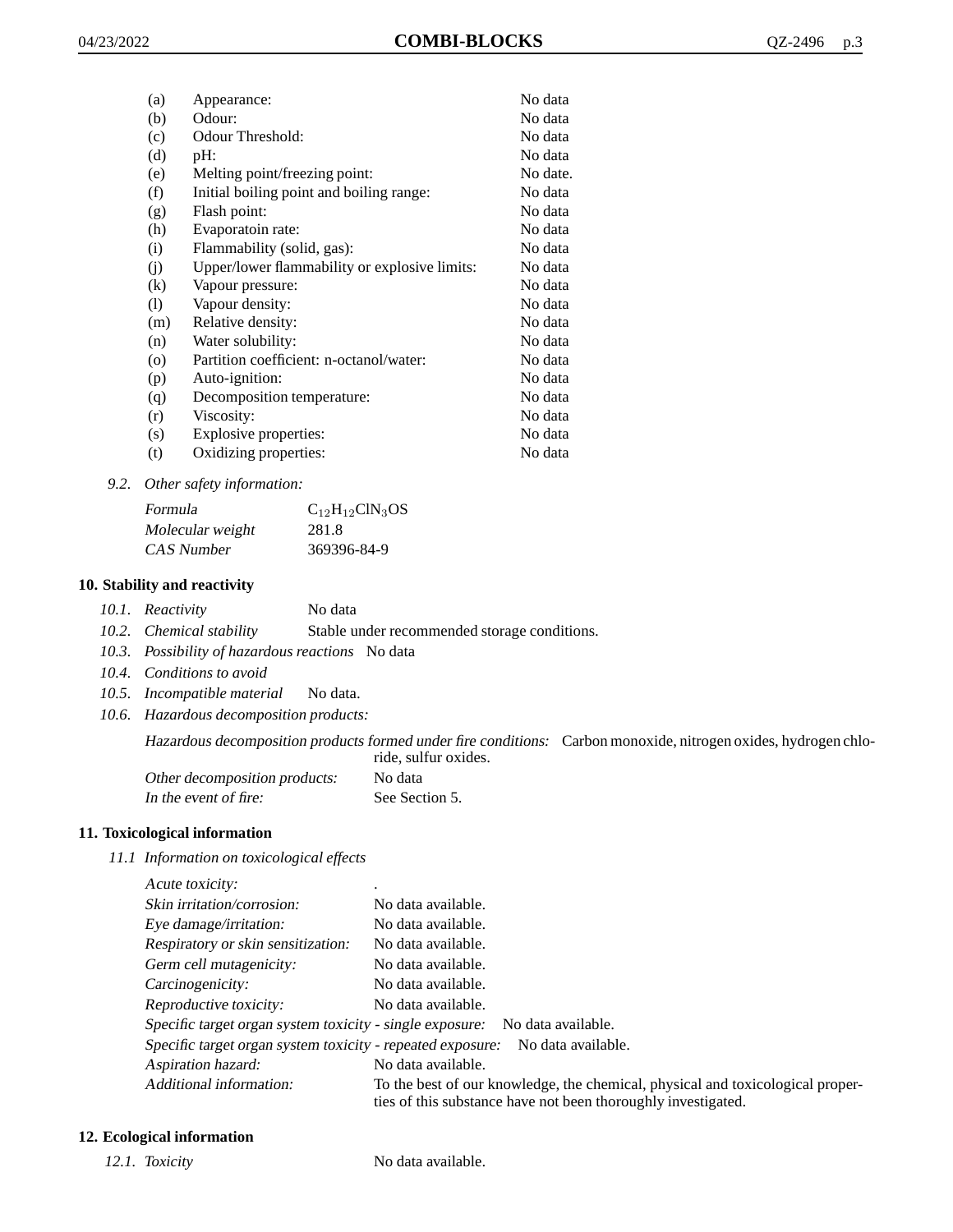| | | |
|---|---|---|
| (a) | Appearance: | No data |
| (b) | Odour: | No data |
| (c) | Odour Threshold: | No data |
| (d) | pH: | No data |
| (e) | Melting point/freezing point: | No date. |
| (f) | Initial boiling point and boiling range: | No data |
| (g) | Flash point: | No data |
| (h) | Evaporatoin rate: | No data |
| (i) | Flammability (solid, gas): | No data |
| (j) | Upper/lower flammability or explosive limits: | No data |
| (k) | Vapour pressure: | No data |
| (l) | Vapour density: | No data |
| (m) | Relative density: | No data |
| (n) | Water solubility: | No data |
| (o) | Partition coefficient: n-octanol/water: | No data |
| (p) | Auto-ignition: | No data |
| (q) | Decomposition temperature: | No data |
| (r) | Viscosity: | No data |
| (s) | Explosive properties: | No data |
| (t) | Oxidizing properties: | No data |

*9.2. Other safety information:*

| | |
|---|---|
| *Formula* | $C_{12}H_{12}ClN_3OS$ |
| *Molecular weight* | 281.8 |
| *CAS Number* | 369396-84-9 |

## 10. Stability and reactivity

*10.1. Reactivity* No data

*10.2. Chemical stability* Stable under recommended storage conditions.

*10.3. Possibility of hazardous reactions* No data

*10.4. Conditions to avoid*

*10.5. Incompatible material* No data.

*10.6. Hazardous decomposition products:*

*Hazardous decomposition products formed under fire conditions:* Carbon monoxide, nitrogen oxides, hydrogen chloride, sulfur oxides.

*Other decomposition products:* No data

*In the event of fire:* See Section 5.

## 11. Toxicological information

*11.1 Information on toxicological effects*

*Acute toxicity:* .

*Skin irritation/corrosion:* No data available.

*Eye damage/irritation:* No data available.

*Respiratory or skin sensitization:* No data available.

*Germ cell mutagenicity:* No data available.

*Carcinogenicity:* No data available.

*Reproductive toxicity:* No data available.

*Specific target organ system toxicity - single exposure:* No data available.

*Specific target organ system toxicity - repeated exposure:* No data available.

*Aspiration hazard:* No data available.

*Additional information:* To the best of our knowledge, the chemical, physical and toxicological properties of this substance have not been thoroughly investigated.

## 12. Ecological information

*12.1. Toxicity* No data available.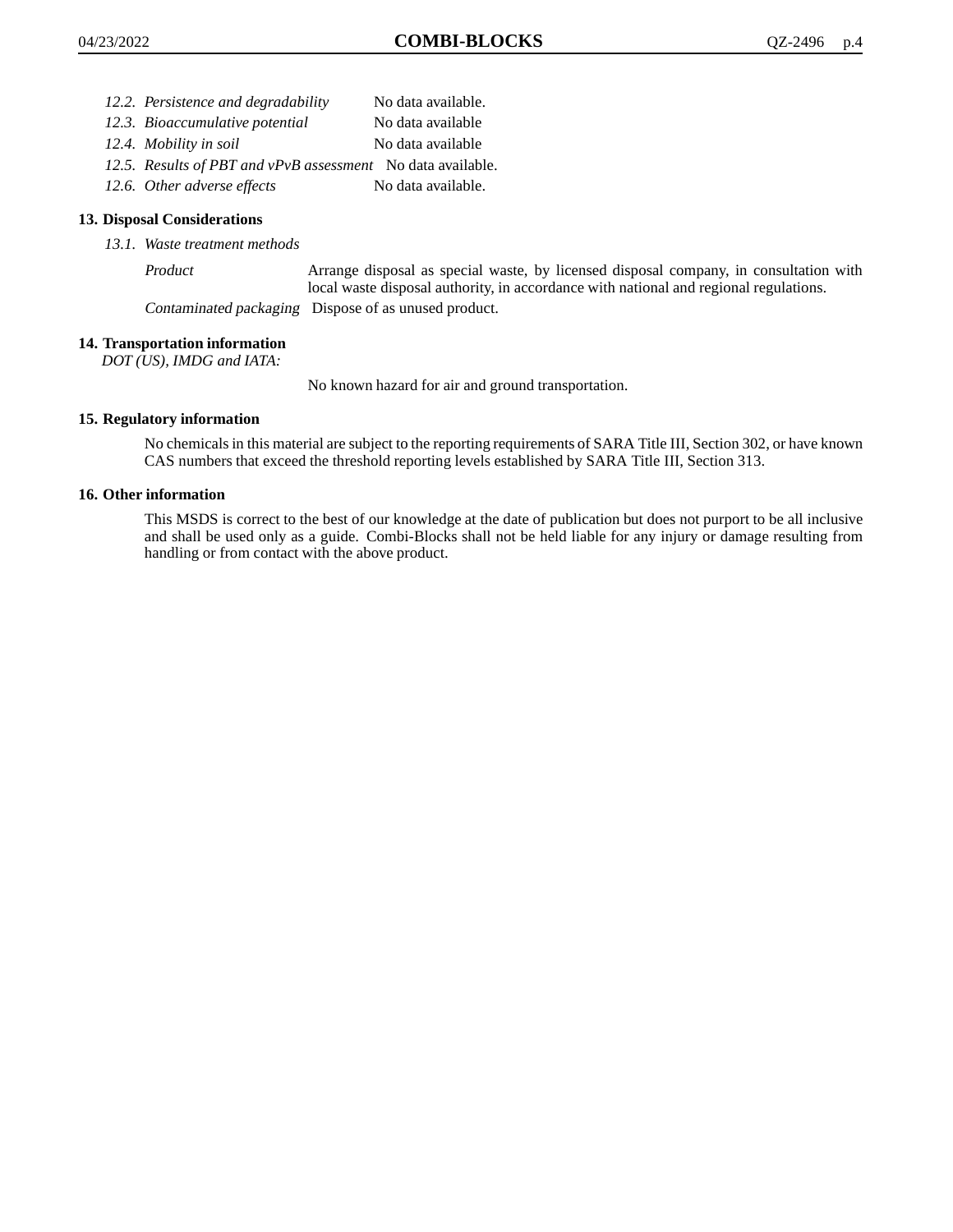*12.2. Persistence and degradability* No data available.

*12.3. Bioaccumulative potential* No data available

*12.4. Mobility in soil* No data available

*12.5. Results of PBT and vPvB assessment* No data available.

*12.6. Other adverse effects* No data available.

## 13. Disposal Considerations

*13.1. Waste treatment methods*

*Product* Arrange disposal as special waste, by licensed disposal company, in consultation with local waste disposal authority, in accordance with national and regional regulations.

*Contaminated packaging* Dispose of as unused product.

## 14. Transportation information

*DOT (US), IMDG and IATA:*

No known hazard for air and ground transportation.

## 15. Regulatory information

No chemicals in this material are subject to the reporting requirements of SARA Title III, Section 302, or have known CAS numbers that exceed the threshold reporting levels established by SARA Title III, Section 313.

## 16. Other information

This MSDS is correct to the best of our knowledge at the date of publication but does not purport to be all inclusive and shall be used only as a guide. Combi-Blocks shall not be held liable for any injury or damage resulting from handling or from contact with the above product.